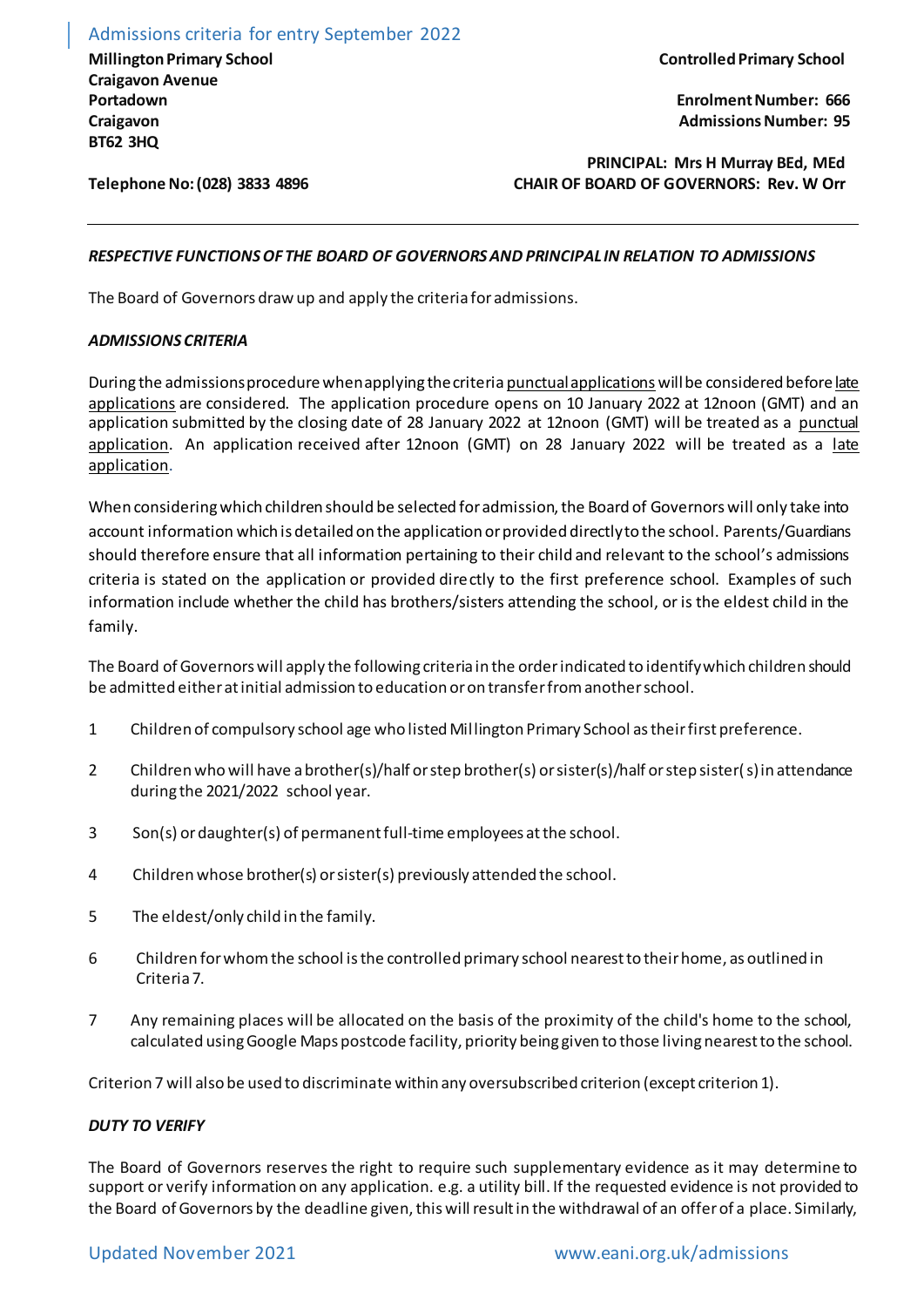# Admissions criteria for entry September 2022

**Millington Primary School**
**Craigavon Avenue**
**Portadown**
**Craigavon**
**BT62 3HQ**

**Telephone No: (028) 3833 4896**

**Controlled Primary School**

**Enrolment Number: 666**
**Admissions Number: 95**

**PRINCIPAL: Mrs H Murray BEd, MEd**
**CHAIR OF BOARD OF GOVERNORS: Rev. W Orr**

---

***RESPECTIVE FUNCTIONS OF THE BOARD OF GOVERNORS AND PRINCIPAL IN RELATION TO ADMISSIONS***

The Board of Governors draw up and apply the criteria for admissions.

***ADMISSIONS CRITERIA***

During the admissions procedure when applying the criteria punctual applications will be considered before late applications are considered. The application procedure opens on 10 January 2022 at 12noon (GMT) and an application submitted by the closing date of 28 January 2022 at 12noon (GMT) will be treated as a punctual application. An application received after 12noon (GMT) on 28 January 2022 will be treated as a late application.

When considering which children should be selected for admission, the Board of Governors will only take into account information which is detailed on the application or provided directly to the school. Parents/Guardians should therefore ensure that all information pertaining to their child and relevant to the school's admissions criteria is stated on the application or provided directly to the first preference school. Examples of such information include whether the child has brothers/sisters attending the school, or is the eldest child in the family.

The Board of Governors will apply the following criteria in the order indicated to identify which children should be admitted either at initial admission to education or on transfer from another school.

1. Children of compulsory school age who listed Millington Primary School as their first preference.
2. Children who will have a brother(s)/half or step brother(s) or sister(s)/half or step sister(s) in attendance during the 2021/2022 school year.
3. Son(s) or daughter(s) of permanent full-time employees at the school.
4. Children whose brother(s) or sister(s) previously attended the school.
5. The eldest/only child in the family.
6. Children for whom the school is the controlled primary school nearest to their home, as outlined in Criteria 7.
7. Any remaining places will be allocated on the basis of the proximity of the child's home to the school, calculated using Google Maps postcode facility, priority being given to those living nearest to the school.

Criterion 7 will also be used to discriminate within any oversubscribed criterion (except criterion 1).

***DUTY TO VERIFY***

The Board of Governors reserves the right to require such supplementary evidence as it may determine to support or verify information on any application. e.g. a utility bill. If the requested evidence is not provided to the Board of Governors by the deadline given, this will result in the withdrawal of an offer of a place. Similarly,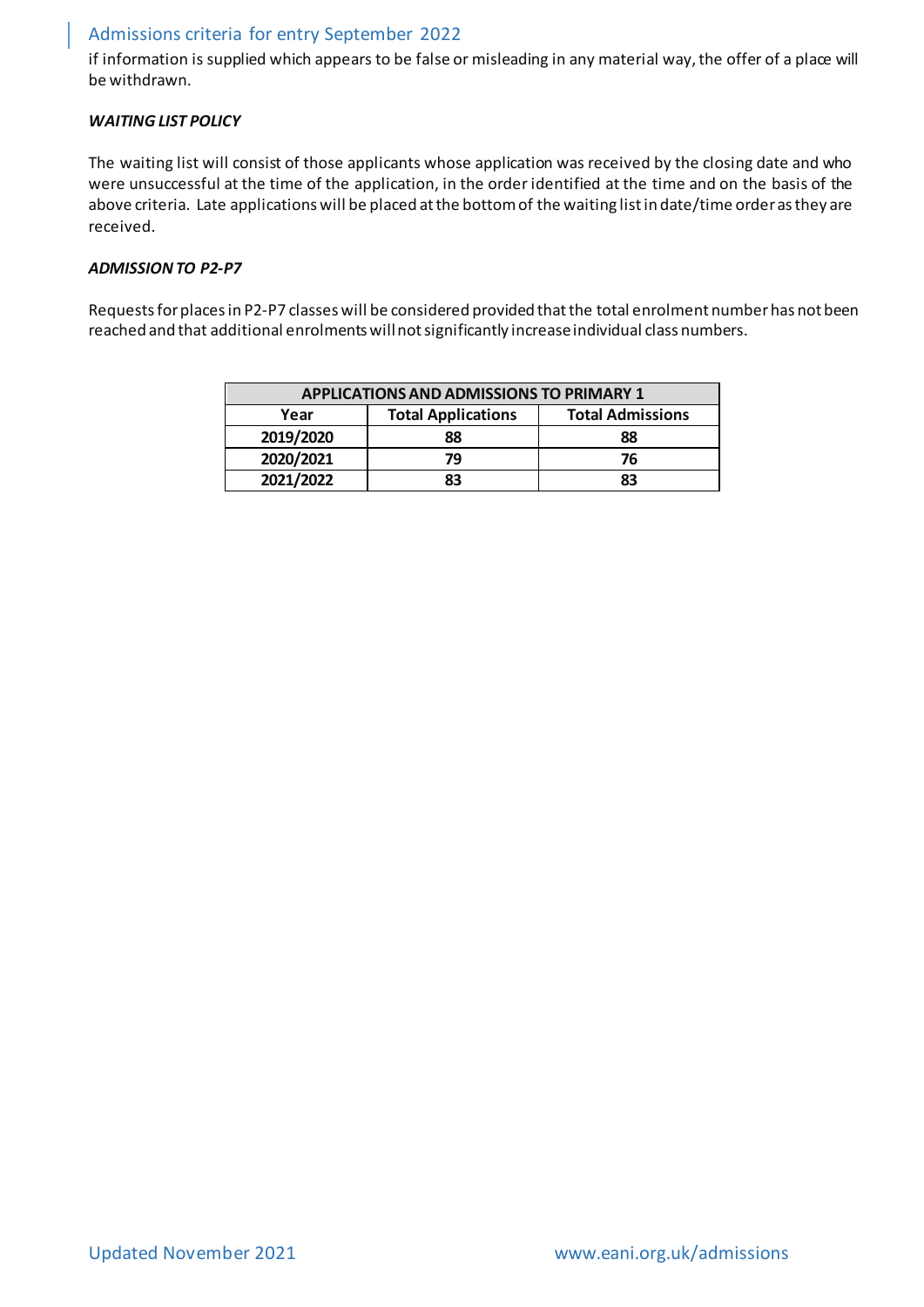if information is supplied which appears to be false or misleading in any material way, the offer of a place will be withdrawn.

***WAITING LIST POLICY***

The waiting list will consist of those applicants whose application was received by the closing date and who were unsuccessful at the time of the application, in the order identified at the time and on the basis of the above criteria. Late applications will be placed at the bottom of the waiting list in date/time order as they are received.

***ADMISSION TO P2-P7***

Requests for places in P2-P7 classes will be considered provided that the total enrolment number has not been reached and that additional enrolments will not significantly increase individual class numbers.

| APPLICATIONS AND ADMISSIONS TO PRIMARY 1 | | |
|---|---|---|
| **Year** | **Total Applications** | **Total Admissions** |
| **2019/2020** | **88** | **88** |
| **2020/2021** | **79** | **76** |
| **2021/2022** | **83** | **83** |